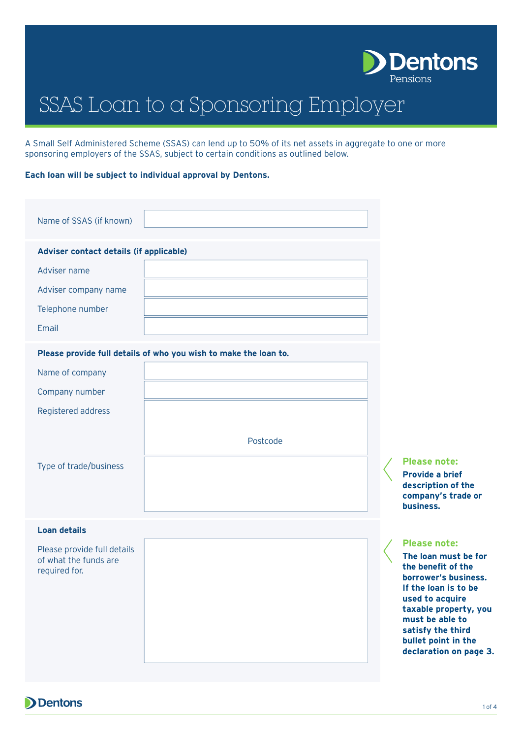Dentons Pensions

# SSAS Loan to a Sponsoring Employer

A Small Self Administered Scheme (SSAS) can lend up to 50% of its net assets in aggregate to one or more sponsoring employers of the SSAS, subject to certain conditions as outlined below.

**Each loan will be subject to individual approval by Dentons.**

Name of SSAS (if known)

**Adviser contact details (if applicable)**

Adviser name

Adviser company name

Telephone number

Email

**Please provide full details of who you wish to make the loan to.**

Name of company

Company number

Registered address

Postcode

Type of trade/business

**Please note:** **Provide a brief description of the company's trade or business.**

**Loan details**

Please provide full details of what the funds are required for.

**Please note:** **The loan must be for the benefit of the borrower's business. If the loan is to be used to acquire taxable property, you must be able to satisfy the third bullet point in the declaration on page 3.**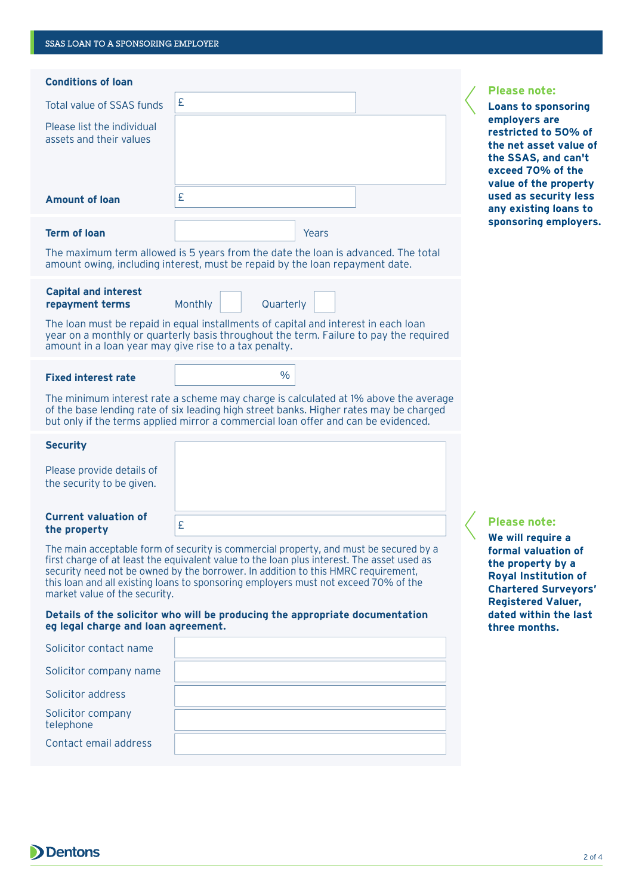SSAS LOAN TO A SPONSORING EMPLOYER

## Conditions of loan

Total value of SSAS funds £

Please list the individual assets and their values

**Amount of loan** £

> **Please note:**
> **Loans to sponsoring employers are restricted to 50% of the net asset value of the SSAS, and can't exceed 70% of the value of the property used as security less any existing loans to sponsoring employers.**

**Term of loan** Years

The maximum term allowed is 5 years from the date the loan is advanced. The total amount owing, including interest, must be repaid by the loan repayment date.

**Capital and interest repayment terms** Monthly ☐ Quarterly ☐

The loan must be repaid in equal installments of capital and interest in each loan year on a monthly or quarterly basis throughout the term. Failure to pay the required amount in a loan year may give rise to a tax penalty.

**Fixed interest rate** %

The minimum interest rate a scheme may charge is calculated at 1% above the average of the base lending rate of six leading high street banks. Higher rates may be charged but only if the terms applied mirror a commercial loan offer and can be evidenced.

**Security**

Please provide details of the security to be given.

**Current valuation of the property** £

> **Please note:**
> **We will require a formal valuation of the property by a Royal Institution of Chartered Surveyors' Registered Valuer, dated within the last three months.**

The main acceptable form of security is commercial property, and must be secured by a first charge of at least the equivalent value to the loan plus interest. The asset used as security need not be owned by the borrower. In addition to this HMRC requirement, this loan and all existing loans to sponsoring employers must not exceed 70% of the market value of the security.

**Details of the solicitor who will be producing the appropriate documentation eg legal charge and loan agreement.**

Solicitor contact name

Solicitor company name

Solicitor address

Solicitor company telephone

Contact email address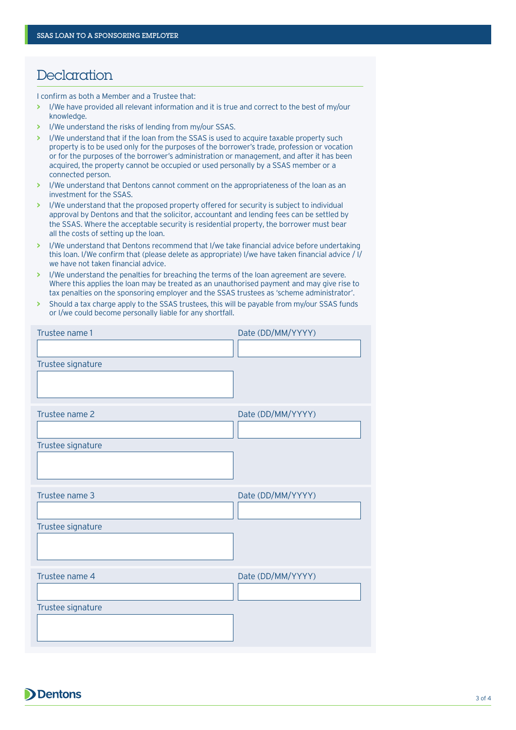# Declaration

I confirm as both a Member and a Trustee that:

- I/We have provided all relevant information and it is true and correct to the best of my/our knowledge.
- I/We understand the risks of lending from my/our SSAS.
- I/We understand that if the loan from the SSAS is used to acquire taxable property such property is to be used only for the purposes of the borrower's trade, profession or vocation or for the purposes of the borrower's administration or management, and after it has been acquired, the property cannot be occupied or used personally by a SSAS member or a connected person.
- I/We understand that Dentons cannot comment on the appropriateness of the loan as an investment for the SSAS.
- I/We understand that the proposed property offered for security is subject to individual approval by Dentons and that the solicitor, accountant and lending fees can be settled by the SSAS. Where the acceptable security is residential property, the borrower must bear all the costs of setting up the loan.
- I/We understand that Dentons recommend that I/we take financial advice before undertaking this loan. I/We confirm that (please delete as appropriate) I/we have taken financial advice / I/we have not taken financial advice.
- I/We understand the penalties for breaching the terms of the loan agreement are severe. Where this applies the loan may be treated as an unauthorised payment and may give rise to tax penalties on the sponsoring employer and the SSAS trustees as 'scheme administrator'.
- Should a tax charge apply to the SSAS trustees, this will be payable from my/our SSAS funds or I/we could become personally liable for any shortfall.

| Trustee name 1 | Date (DD/MM/YYYY) |
| --- | --- |
| | |
| Trustee signature | |
| | |

| Trustee name 2 | Date (DD/MM/YYYY) |
| --- | --- |
| | |
| Trustee signature | |
| | |

| Trustee name 3 | Date (DD/MM/YYYY) |
| --- | --- |
| | |
| Trustee signature | |
| | |

| Trustee name 4 | Date (DD/MM/YYYY) |
| --- | --- |
| | |
| Trustee signature | |
| | |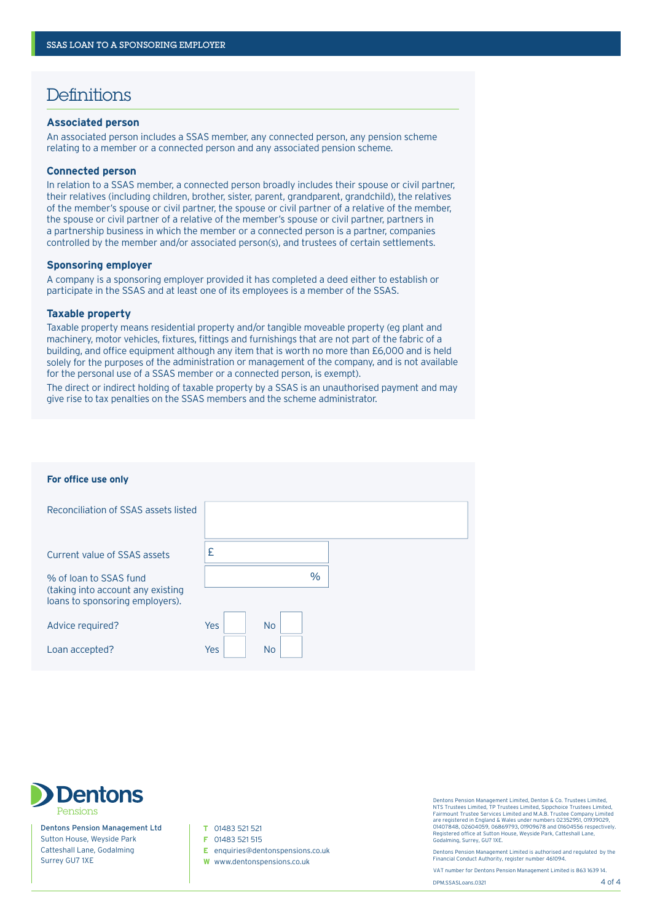# Definitions

### Associated person

An associated person includes a SSAS member, any connected person, any pension scheme relating to a member or a connected person and any associated pension scheme.

### Connected person

In relation to a SSAS member, a connected person broadly includes their spouse or civil partner, their relatives (including children, brother, sister, parent, grandparent, grandchild), the relatives of the member's spouse or civil partner, the spouse or civil partner of a relative of the member, the spouse or civil partner of a relative of the member's spouse or civil partner, partners in a partnership business in which the member or a connected person is a partner, companies controlled by the member and/or associated person(s), and trustees of certain settlements.

### Sponsoring employer

A company is a sponsoring employer provided it has completed a deed either to establish or participate in the SSAS and at least one of its employees is a member of the SSAS.

### Taxable property

Taxable property means residential property and/or tangible moveable property (eg plant and machinery, motor vehicles, fixtures, fittings and furnishings that are not part of the fabric of a building, and office equipment although any item that is worth no more than £6,000 and is held solely for the purposes of the administration or management of the company, and is not available for the personal use of a SSAS member or a connected person, is exempt).

The direct or indirect holding of taxable property by a SSAS is an unauthorised payment and may give rise to tax penalties on the SSAS members and the scheme administrator.

**For office use only**

| | |
|---|---|
| Reconciliation of SSAS assets listed | |
| Current value of SSAS assets | £ |
| % of loan to SSAS fund (taking into account any existing loans to sponsoring employers). | % |
| Advice required? | Yes ☐ No ☐ |
| Loan accepted? | Yes ☐ No ☐ |

Dentons Pensions

Dentons Pension Management Ltd
Sutton House, Weyside Park
Catteshall Lane, Godalming
Surrey GU7 1XE

**T** 01483 521 521
**F** 01483 521 515
**E** enquiries@dentonspensions.co.uk
**W** www.dentonspensions.co.uk

Dentons Pension Management Limited, Denton & Co. Trustees Limited, NTS Trustees Limited, TP Trustees Limited, Sippchoice Trustees Limited, Fairmount Trustee Services Limited and M.A.B. Trustee Company Limited are registered in England & Wales under numbers 02352951, 01939029, 01407848, 02604059, 06869793, 01909678 and 01604556 respectively. Registered office at Sutton House, Weyside Park, Catteshall Lane, Godalming, Surrey, GU7 1XE.

Dentons Pension Management Limited is authorised and regulated by the Financial Conduct Authority, register number 461094.

VAT number for Dentons Pension Management Limited is 863 1639 14.

DPM.SSASLoans.0321